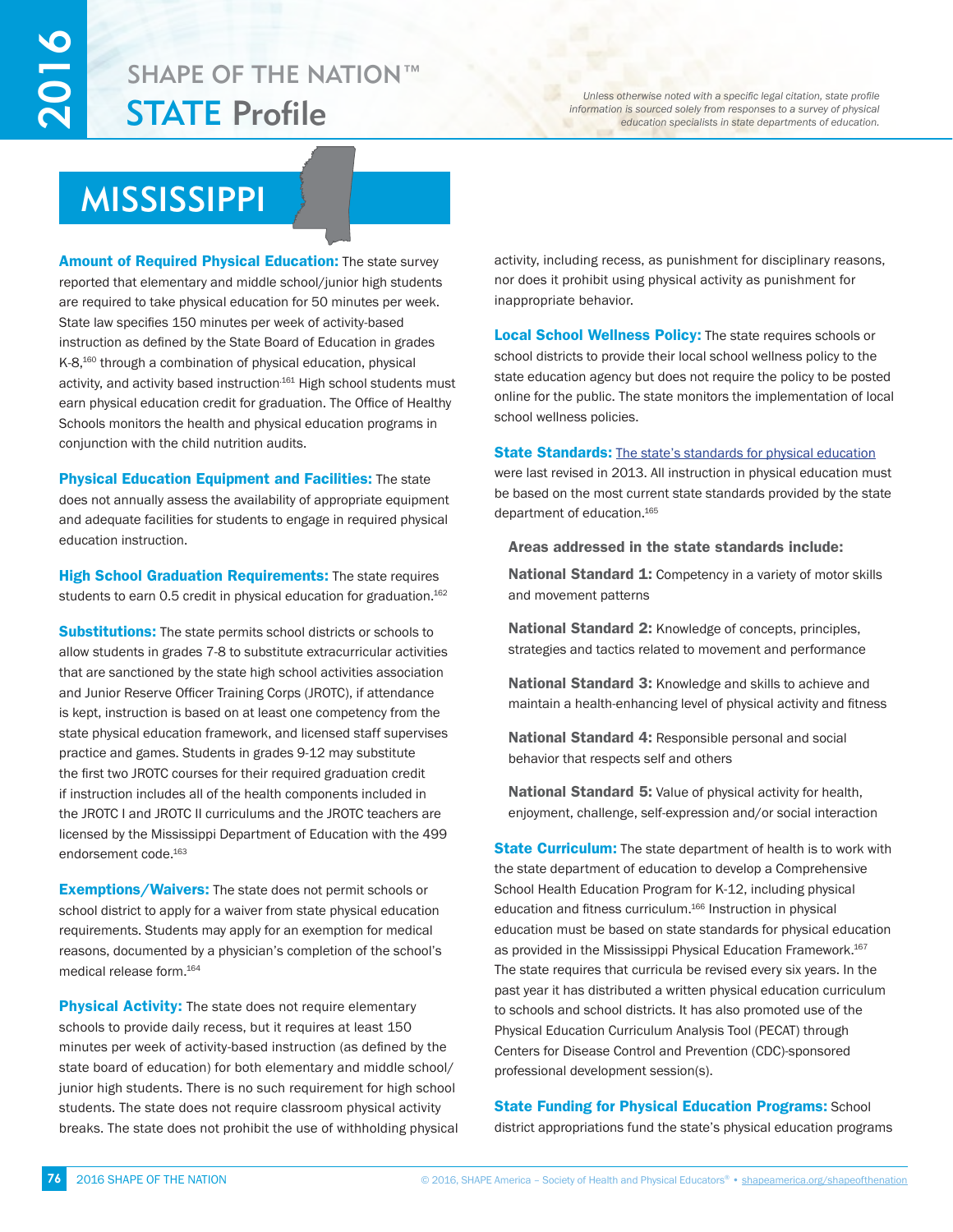# SHAPE OF THE NATION™ STATE Profile

*Unless otherwise noted with a specific legal citation, state profile information is sourced solely from responses to a survey of physical education specialists in state departments of education.*

## MISSISSIPPI

**Amount of Required Physical Education:** The state survey reported that elementary and middle school/junior high students are required to take physical education for 50 minutes per week. State law specifies 150 minutes per week of activity-based instruction as defined by the State Board of Education in grades K-8,[160] through a combination of physical education, physical activity, and activity based instruction[161] High school students must earn physical education credit for graduation. The Office of Healthy Schools monitors the health and physical education programs in conjunction with the child nutrition audits.

**Physical Education Equipment and Facilities:** The state does not annually assess the availability of appropriate equipment and adequate facilities for students to engage in required physical education instruction.

**High School Graduation Requirements:** The state requires students to earn 0.5 credit in physical education for graduation.[162]

**Substitutions:** The state permits school districts or schools to allow students in grades 7-8 to substitute extracurricular activities that are sanctioned by the state high school activities association and Junior Reserve Officer Training Corps (JROTC), if attendance is kept, instruction is based on at least one competency from the state physical education framework, and licensed staff supervises practice and games. Students in grades 9-12 may substitute the first two JROTC courses for their required graduation credit if instruction includes all of the health components included in the JROTC I and JROTC II curriculums and the JROTC teachers are licensed by the Mississippi Department of Education with the 499 endorsement code.[163]

**Exemptions/Waivers:** The state does not permit schools or school district to apply for a waiver from state physical education requirements. Students may apply for an exemption for medical reasons, documented by a physician's completion of the school's medical release form.[164]

**Physical Activity:** The state does not require elementary schools to provide daily recess, but it requires at least 150 minutes per week of activity-based instruction (as defined by the state board of education) for both elementary and middle school/junior high students. There is no such requirement for high school students. The state does not require classroom physical activity breaks. The state does not prohibit the use of withholding physical activity, including recess, as punishment for disciplinary reasons, nor does it prohibit using physical activity as punishment for inappropriate behavior.

**Local School Wellness Policy:** The state requires schools or school districts to provide their local school wellness policy to the state education agency but does not require the policy to be posted online for the public. The state monitors the implementation of local school wellness policies.

**State Standards:** The state's standards for physical education were last revised in 2013. All instruction in physical education must be based on the most current state standards provided by the state department of education.[165]

**Areas addressed in the state standards include:**

**National Standard 1:** Competency in a variety of motor skills and movement patterns

**National Standard 2:** Knowledge of concepts, principles, strategies and tactics related to movement and performance

**National Standard 3:** Knowledge and skills to achieve and maintain a health-enhancing level of physical activity and fitness

**National Standard 4:** Responsible personal and social behavior that respects self and others

**National Standard 5:** Value of physical activity for health, enjoyment, challenge, self-expression and/or social interaction

**State Curriculum:** The state department of health is to work with the state department of education to develop a Comprehensive School Health Education Program for K-12, including physical education and fitness curriculum.[166] Instruction in physical education must be based on state standards for physical education as provided in the Mississippi Physical Education Framework.[167] The state requires that curricula be revised every six years. In the past year it has distributed a written physical education curriculum to schools and school districts. It has also promoted use of the Physical Education Curriculum Analysis Tool (PECAT) through Centers for Disease Control and Prevention (CDC)-sponsored professional development session(s).

**State Funding for Physical Education Programs:** School district appropriations fund the state's physical education programs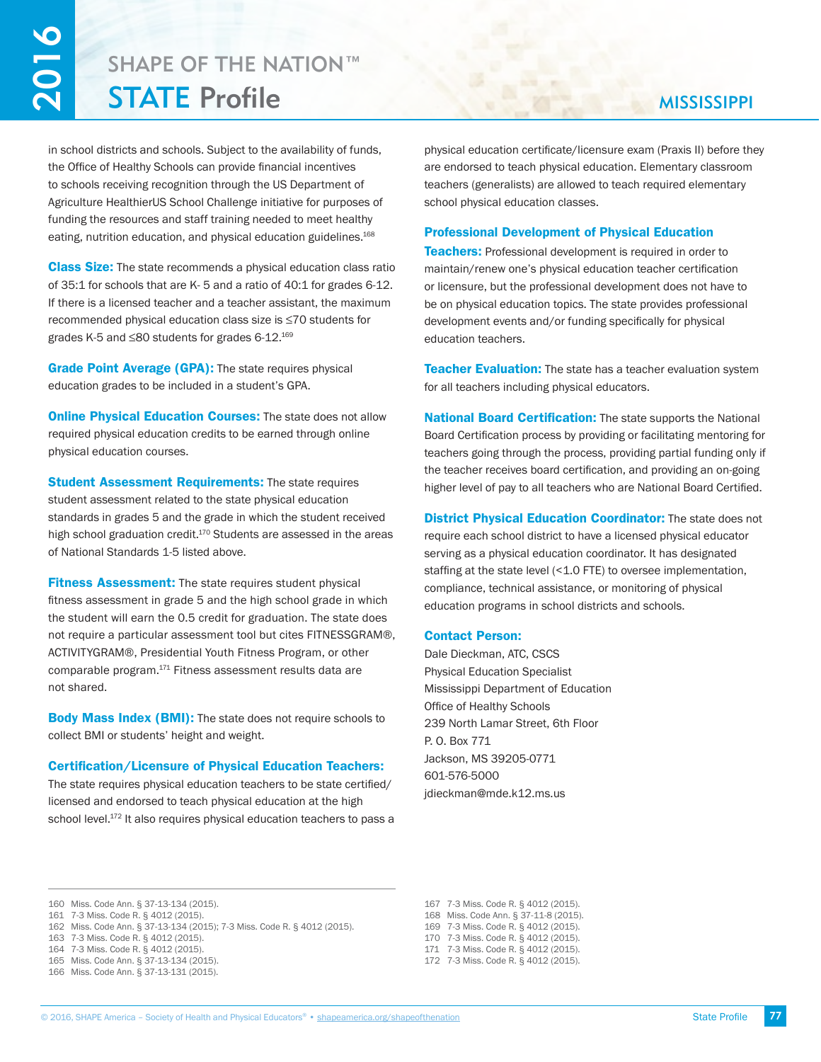in school districts and schools. Subject to the availability of funds, the Office of Healthy Schools can provide financial incentives to schools receiving recognition through the US Department of Agriculture HealthierUS School Challenge initiative for purposes of funding the resources and staff training needed to meet healthy eating, nutrition education, and physical education guidelines.[168]

**Class Size:** The state recommends a physical education class ratio of 35:1 for schools that are K- 5 and a ratio of 40:1 for grades 6-12. If there is a licensed teacher and a teacher assistant, the maximum recommended physical education class size is ≤70 students for grades K-5 and ≤80 students for grades 6-12.[169]

**Grade Point Average (GPA):** The state requires physical education grades to be included in a student's GPA.

**Online Physical Education Courses:** The state does not allow required physical education credits to be earned through online physical education courses.

**Student Assessment Requirements:** The state requires student assessment related to the state physical education standards in grades 5 and the grade in which the student received high school graduation credit.[170] Students are assessed in the areas of National Standards 1-5 listed above.

**Fitness Assessment:** The state requires student physical fitness assessment in grade 5 and the high school grade in which the student will earn the 0.5 credit for graduation. The state does not require a particular assessment tool but cites FITNESSGRAM®, ACTIVITYGRAM®, Presidential Youth Fitness Program, or other comparable program.[171] Fitness assessment results data are not shared.

**Body Mass Index (BMI):** The state does not require schools to collect BMI or students' height and weight.

**Certification/Licensure of Physical Education Teachers:** The state requires physical education teachers to be state certified/ licensed and endorsed to teach physical education at the high school level.[172] It also requires physical education teachers to pass a physical education certificate/licensure exam (Praxis II) before they are endorsed to teach physical education. Elementary classroom teachers (generalists) are allowed to teach required elementary school physical education classes.

**Professional Development of Physical Education Teachers:** Professional development is required in order to maintain/renew one's physical education teacher certification or licensure, but the professional development does not have to be on physical education topics. The state provides professional development events and/or funding specifically for physical education teachers.

**Teacher Evaluation:** The state has a teacher evaluation system for all teachers including physical educators.

**National Board Certification:** The state supports the National Board Certification process by providing or facilitating mentoring for teachers going through the process, providing partial funding only if the teacher receives board certification, and providing an on-going higher level of pay to all teachers who are National Board Certified.

**District Physical Education Coordinator:** The state does not require each school district to have a licensed physical educator serving as a physical education coordinator. It has designated staffing at the state level (<1.0 FTE) to oversee implementation, compliance, technical assistance, or monitoring of physical education programs in school districts and schools.

**Contact Person:**

Dale Dieckman, ATC, CSCS
Physical Education Specialist
Mississippi Department of Education
Office of Healthy Schools
239 North Lamar Street, 6th Floor
P. O. Box 771
Jackson, MS 39205-0771
601-576-5000
jdieckman@mde.k12.ms.us

---

160 Miss. Code Ann. § 37-13-134 (2015).
161 7-3 Miss. Code R. § 4012 (2015).
162 Miss. Code Ann. § 37-13-134 (2015); 7-3 Miss. Code R. § 4012 (2015).
163 7-3 Miss. Code R. § 4012 (2015).
164 7-3 Miss. Code R. § 4012 (2015).
165 Miss. Code Ann. § 37-13-134 (2015).
166 Miss. Code Ann. § 37-13-131 (2015).
167 7-3 Miss. Code R. § 4012 (2015).
168 Miss. Code Ann. § 37-11-8 (2015).
169 7-3 Miss. Code R. § 4012 (2015).
170 7-3 Miss. Code R. § 4012 (2015).
171 7-3 Miss. Code R. § 4012 (2015).
172 7-3 Miss. Code R. § 4012 (2015).